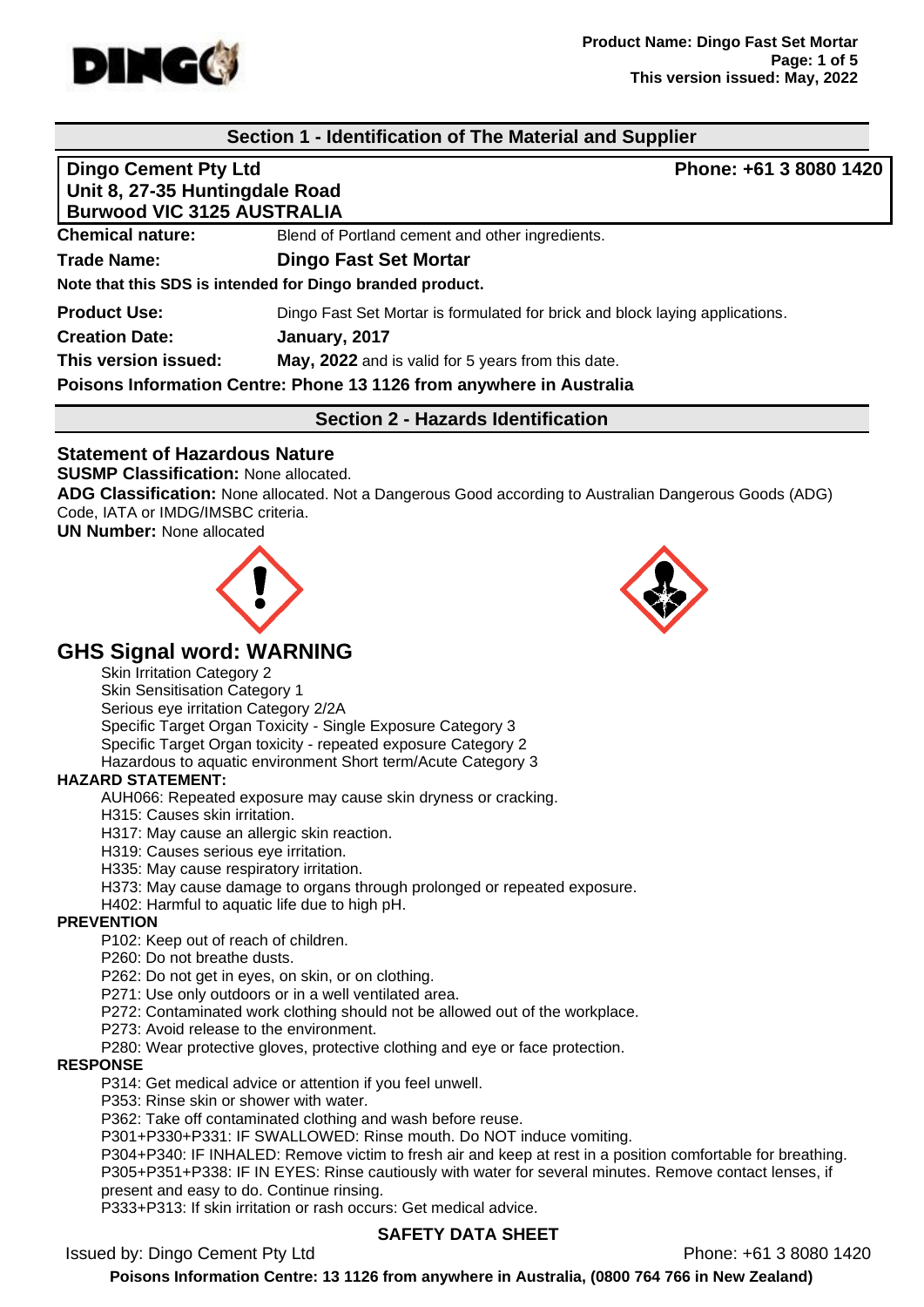## Section 1 - Identification of The Material and Supplier

**Dingo Cement Pty Ltd**
**Unit 8, 27-35 Huntingdale Road**
**Burwood VIC 3125 AUSTRALIA**
**Phone: +61 3 8080 1420**

**Chemical nature:** Blend of Portland cement and other ingredients.

**Trade Name:** **Dingo Fast Set Mortar**

**Note that this SDS is intended for Dingo branded product.**

**Product Use:** Dingo Fast Set Mortar is formulated for brick and block laying applications.

**Creation Date:** **January, 2017**

**This version issued:** **May, 2022** and is valid for 5 years from this date.

**Poisons Information Centre: Phone 13 1126 from anywhere in Australia**

## Section 2 - Hazards Identification

### Statement of Hazardous Nature

**SUSMP Classification:** None allocated.

**ADG Classification:** None allocated. Not a Dangerous Good according to Australian Dangerous Goods (ADG) Code, IATA or IMDG/IMSBC criteria.

**UN Number:** None allocated

## GHS Signal word: WARNING

Skin Irritation Category 2
Skin Sensitisation Category 1
Serious eye irritation Category 2/2A
Specific Target Organ Toxicity - Single Exposure Category 3
Specific Target Organ toxicity - repeated exposure Category 2
Hazardous to aquatic environment Short term/Acute Category 3

**HAZARD STATEMENT:**

AUH066: Repeated exposure may cause skin dryness or cracking.
H315: Causes skin irritation.
H317: May cause an allergic skin reaction.
H319: Causes serious eye irritation.
H335: May cause respiratory irritation.
H373: May cause damage to organs through prolonged or repeated exposure.
H402: Harmful to aquatic life due to high pH.

**PREVENTION**

P102: Keep out of reach of children.
P260: Do not breathe dusts.
P262: Do not get in eyes, on skin, or on clothing.
P271: Use only outdoors or in a well ventilated area.
P272: Contaminated work clothing should not be allowed out of the workplace.
P273: Avoid release to the environment.
P280: Wear protective gloves, protective clothing and eye or face protection.

**RESPONSE**

P314: Get medical advice or attention if you feel unwell.
P353: Rinse skin or shower with water.
P362: Take off contaminated clothing and wash before reuse.
P301+P330+P331: IF SWALLOWED: Rinse mouth. Do NOT induce vomiting.
P304+P340: IF INHALED: Remove victim to fresh air and keep at rest in a position comfortable for breathing.
P305+P351+P338: IF IN EYES: Rinse cautiously with water for several minutes. Remove contact lenses, if present and easy to do. Continue rinsing.
P333+P313: If skin irritation or rash occurs: Get medical advice.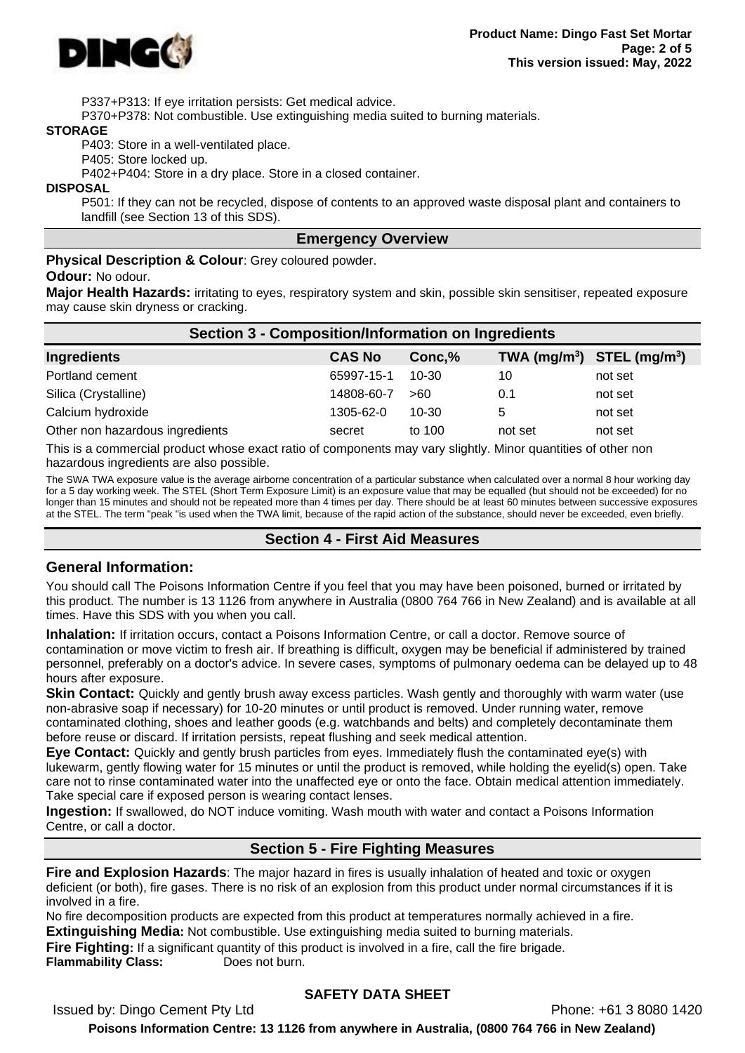P337+P313: If eye irritation persists: Get medical advice.

P370+P378: Not combustible. Use extinguishing media suited to burning materials.

**STORAGE**

P403: Store in a well-ventilated place.

P405: Store locked up.

P402+P404: Store in a dry place. Store in a closed container.

**DISPOSAL**

P501: If they can not be recycled, dispose of contents to an approved waste disposal plant and containers to landfill (see Section 13 of this SDS).

## Emergency Overview

**Physical Description & Colour**: Grey coloured powder.

**Odour:** No odour.

**Major Health Hazards:** irritating to eyes, respiratory system and skin, possible skin sensitiser, repeated exposure may cause skin dryness or cracking.

## Section 3 - Composition/Information on Ingredients

| Ingredients | CAS No | Conc,% | TWA ($mg/m^3$) | STEL ($mg/m^3$) |
|---|---|---|---|---|
| Portland cement | 65997-15-1 | 10-30 | 10 | not set |
| Silica (Crystalline) | 14808-60-7 | >60 | 0.1 | not set |
| Calcium hydroxide | 1305-62-0 | 10-30 | 5 | not set |
| Other non hazardous ingredients | secret | to 100 | not set | not set |

This is a commercial product whose exact ratio of components may vary slightly. Minor quantities of other non hazardous ingredients are also possible.

The SWA TWA exposure value is the average airborne concentration of a particular substance when calculated over a normal 8 hour working day for a 5 day working week. The STEL (Short Term Exposure Limit) is an exposure value that may be equalled (but should not be exceeded) for no longer than 15 minutes and should not be repeated more than 4 times per day. There should be at least 60 minutes between successive exposures at the STEL. The term "peak "is used when the TWA limit, because of the rapid action of the substance, should never be exceeded, even briefly.

## Section 4 - First Aid Measures

### General Information:

You should call The Poisons Information Centre if you feel that you may have been poisoned, burned or irritated by this product. The number is 13 1126 from anywhere in Australia (0800 764 766 in New Zealand) and is available at all times. Have this SDS with you when you call.

**Inhalation:** If irritation occurs, contact a Poisons Information Centre, or call a doctor. Remove source of contamination or move victim to fresh air. If breathing is difficult, oxygen may be beneficial if administered by trained personnel, preferably on a doctor's advice. In severe cases, symptoms of pulmonary oedema can be delayed up to 48 hours after exposure.

**Skin Contact:** Quickly and gently brush away excess particles. Wash gently and thoroughly with warm water (use non-abrasive soap if necessary) for 10-20 minutes or until product is removed. Under running water, remove contaminated clothing, shoes and leather goods (e.g. watchbands and belts) and completely decontaminate them before reuse or discard. If irritation persists, repeat flushing and seek medical attention.

**Eye Contact:** Quickly and gently brush particles from eyes. Immediately flush the contaminated eye(s) with lukewarm, gently flowing water for 15 minutes or until the product is removed, while holding the eyelid(s) open. Take care not to rinse contaminated water into the unaffected eye or onto the face. Obtain medical attention immediately. Take special care if exposed person is wearing contact lenses.

**Ingestion:** If swallowed, do NOT induce vomiting. Wash mouth with water and contact a Poisons Information Centre, or call a doctor.

## Section 5 - Fire Fighting Measures

**Fire and Explosion Hazards**: The major hazard in fires is usually inhalation of heated and toxic or oxygen deficient (or both), fire gases. There is no risk of an explosion from this product under normal circumstances if it is involved in a fire.

No fire decomposition products are expected from this product at temperatures normally achieved in a fire.

**Extinguishing Media:** Not combustible. Use extinguishing media suited to burning materials.

**Fire Fighting:** If a significant quantity of this product is involved in a fire, call the fire brigade.

**Flammability Class:** Does not burn.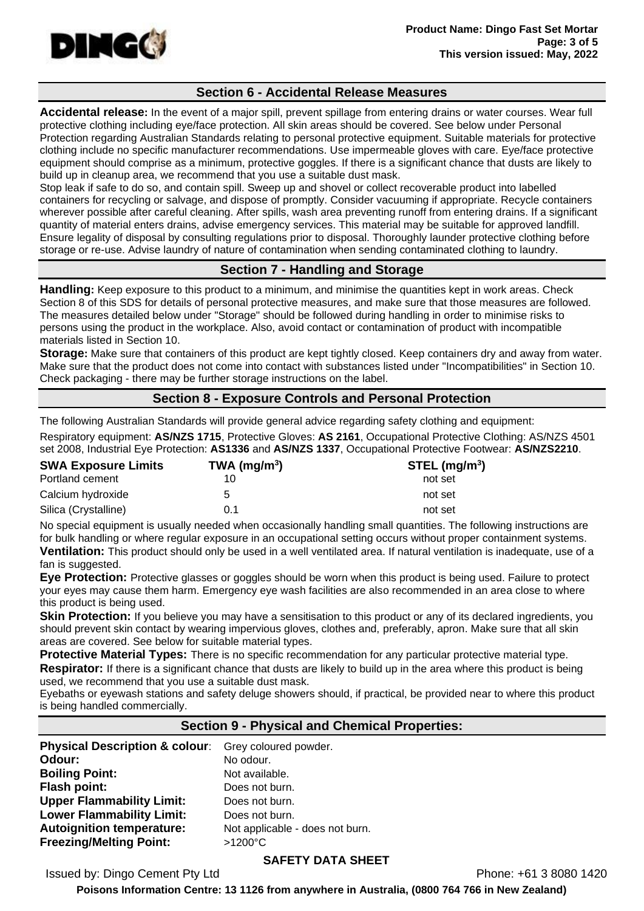## Section 6 - Accidental Release Measures

**Accidental release:** In the event of a major spill, prevent spillage from entering drains or water courses. Wear full protective clothing including eye/face protection. All skin areas should be covered. See below under Personal Protection regarding Australian Standards relating to personal protective equipment. Suitable materials for protective clothing include no specific manufacturer recommendations. Use impermeable gloves with care. Eye/face protective equipment should comprise as a minimum, protective goggles. If there is a significant chance that dusts are likely to build up in cleanup area, we recommend that you use a suitable dust mask.

Stop leak if safe to do so, and contain spill. Sweep up and shovel or collect recoverable product into labelled containers for recycling or salvage, and dispose of promptly. Consider vacuuming if appropriate. Recycle containers wherever possible after careful cleaning. After spills, wash area preventing runoff from entering drains. If a significant quantity of material enters drains, advise emergency services. This material may be suitable for approved landfill. Ensure legality of disposal by consulting regulations prior to disposal. Thoroughly launder protective clothing before storage or re-use. Advise laundry of nature of contamination when sending contaminated clothing to laundry.

## Section 7 - Handling and Storage

**Handling:** Keep exposure to this product to a minimum, and minimise the quantities kept in work areas. Check Section 8 of this SDS for details of personal protective measures, and make sure that those measures are followed. The measures detailed below under "Storage" should be followed during handling in order to minimise risks to persons using the product in the workplace. Also, avoid contact or contamination of product with incompatible materials listed in Section 10.

**Storage:** Make sure that containers of this product are kept tightly closed. Keep containers dry and away from water. Make sure that the product does not come into contact with substances listed under "Incompatibilities" in Section 10. Check packaging - there may be further storage instructions on the label.

## Section 8 - Exposure Controls and Personal Protection

The following Australian Standards will provide general advice regarding safety clothing and equipment:

Respiratory equipment: **AS/NZS 1715**, Protective Gloves: **AS 2161**, Occupational Protective Clothing: AS/NZS 4501 set 2008, Industrial Eye Protection: **AS1336** and **AS/NZS 1337**, Occupational Protective Footwear: **AS/NZS2210**.

| SWA Exposure Limits | TWA ($mg/m^3$) | STEL ($mg/m^3$) |
|---|---|---|
| Portland cement | 10 | not set |
| Calcium hydroxide | 5 | not set |
| Silica (Crystalline) | 0.1 | not set |

No special equipment is usually needed when occasionally handling small quantities. The following instructions are for bulk handling or where regular exposure in an occupational setting occurs without proper containment systems.

**Ventilation:** This product should only be used in a well ventilated area. If natural ventilation is inadequate, use of a fan is suggested.

**Eye Protection:** Protective glasses or goggles should be worn when this product is being used. Failure to protect your eyes may cause them harm. Emergency eye wash facilities are also recommended in an area close to where this product is being used.

**Skin Protection:** If you believe you may have a sensitisation to this product or any of its declared ingredients, you should prevent skin contact by wearing impervious gloves, clothes and, preferably, apron. Make sure that all skin areas are covered. See below for suitable material types.

**Protective Material Types:** There is no specific recommendation for any particular protective material type.

**Respirator:** If there is a significant chance that dusts are likely to build up in the area where this product is being used, we recommend that you use a suitable dust mask.

Eyebaths or eyewash stations and safety deluge showers should, if practical, be provided near to where this product is being handled commercially.

## Section 9 - Physical and Chemical Properties:

| | |
|---|---|
| **Physical Description & colour**: | Grey coloured powder. |
| **Odour:** | No odour. |
| **Boiling Point:** | Not available. |
| **Flash point:** | Does not burn. |
| **Upper Flammability Limit:** | Does not burn. |
| **Lower Flammability Limit:** | Does not burn. |
| **Autoignition temperature:** | Not applicable - does not burn. |
| **Freezing/Melting Point:** | >1200°C |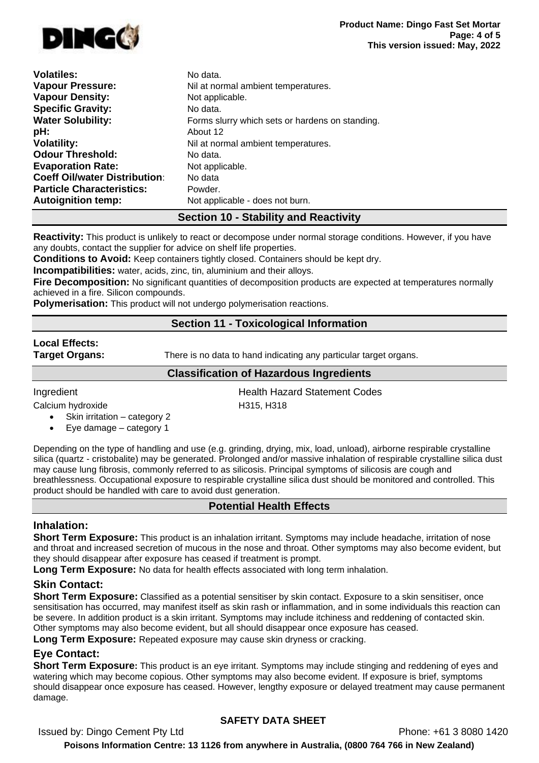| | |
|---|---|
| **Volatiles:** | No data. |
| **Vapour Pressure:** | Nil at normal ambient temperatures. |
| **Vapour Density:** | Not applicable. |
| **Specific Gravity:** | No data. |
| **Water Solubility:** | Forms slurry which sets or hardens on standing. |
| **pH:** | About 12 |
| **Volatility:** | Nil at normal ambient temperatures. |
| **Odour Threshold:** | No data. |
| **Evaporation Rate:** | Not applicable. |
| **Coeff Oil/water Distribution**: | No data |
| **Particle Characteristics:** | Powder. |
| **Autoignition temp:** | Not applicable - does not burn. |

## Section 10 - Stability and Reactivity

**Reactivity:** This product is unlikely to react or decompose under normal storage conditions. However, if you have any doubts, contact the supplier for advice on shelf life properties.

**Conditions to Avoid:** Keep containers tightly closed. Containers should be kept dry.

**Incompatibilities:** water, acids, zinc, tin, aluminium and their alloys.

**Fire Decomposition:** No significant quantities of decomposition products are expected at temperatures normally achieved in a fire. Silicon compounds.

**Polymerisation:** This product will not undergo polymerisation reactions.

## Section 11 - Toxicological Information

**Local Effects:**

**Target Organs:** There is no data to hand indicating any particular target organs.

### Classification of Hazardous Ingredients

| Ingredient | Health Hazard Statement Codes |
|---|---|
| Calcium hydroxide | H315, H318 |

- Skin irritation – category 2
- Eye damage – category 1

Depending on the type of handling and use (e.g. grinding, drying, mix, load, unload), airborne respirable crystalline silica (quartz - cristobalite) may be generated. Prolonged and/or massive inhalation of respirable crystalline silica dust may cause lung fibrosis, commonly referred to as silicosis. Principal symptoms of silicosis are cough and breathlessness. Occupational exposure to respirable crystalline silica dust should be monitored and controlled. This product should be handled with care to avoid dust generation.

### Potential Health Effects

#### Inhalation:

**Short Term Exposure:** This product is an inhalation irritant. Symptoms may include headache, irritation of nose and throat and increased secretion of mucous in the nose and throat. Other symptoms may also become evident, but they should disappear after exposure has ceased if treatment is prompt.

**Long Term Exposure:** No data for health effects associated with long term inhalation.

#### Skin Contact:

**Short Term Exposure:** Classified as a potential sensitiser by skin contact. Exposure to a skin sensitiser, once sensitisation has occurred, may manifest itself as skin rash or inflammation, and in some individuals this reaction can be severe. In addition product is a skin irritant. Symptoms may include itchiness and reddening of contacted skin. Other symptoms may also become evident, but all should disappear once exposure has ceased.

**Long Term Exposure:** Repeated exposure may cause skin dryness or cracking.

#### Eye Contact:

**Short Term Exposure:** This product is an eye irritant. Symptoms may include stinging and reddening of eyes and watering which may become copious. Other symptoms may also become evident. If exposure is brief, symptoms should disappear once exposure has ceased. However, lengthy exposure or delayed treatment may cause permanent damage.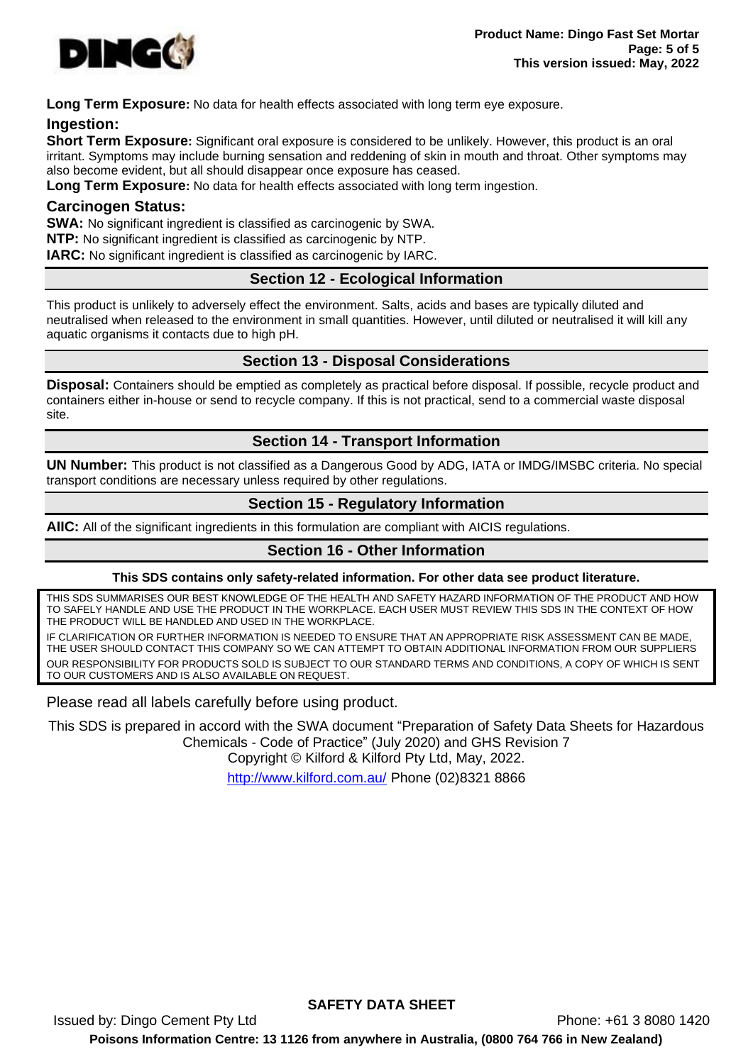**Long Term Exposure:** No data for health effects associated with long term eye exposure.

### Ingestion:

**Short Term Exposure:** Significant oral exposure is considered to be unlikely. However, this product is an oral irritant. Symptoms may include burning sensation and reddening of skin in mouth and throat. Other symptoms may also become evident, but all should disappear once exposure has ceased.

**Long Term Exposure:** No data for health effects associated with long term ingestion.

### Carcinogen Status:

**SWA:** No significant ingredient is classified as carcinogenic by SWA.

**NTP:** No significant ingredient is classified as carcinogenic by NTP.

**IARC:** No significant ingredient is classified as carcinogenic by IARC.

## Section 12 - Ecological Information

This product is unlikely to adversely effect the environment. Salts, acids and bases are typically diluted and neutralised when released to the environment in small quantities. However, until diluted or neutralised it will kill any aquatic organisms it contacts due to high pH.

## Section 13 - Disposal Considerations

**Disposal:** Containers should be emptied as completely as practical before disposal. If possible, recycle product and containers either in-house or send to recycle company. If this is not practical, send to a commercial waste disposal site.

## Section 14 - Transport Information

**UN Number:** This product is not classified as a Dangerous Good by ADG, IATA or IMDG/IMSBC criteria. No special transport conditions are necessary unless required by other regulations.

## Section 15 - Regulatory Information

**AIIC:** All of the significant ingredients in this formulation are compliant with AICIS regulations.

## Section 16 - Other Information

**This SDS contains only safety-related information. For other data see product literature.**

THIS SDS SUMMARISES OUR BEST KNOWLEDGE OF THE HEALTH AND SAFETY HAZARD INFORMATION OF THE PRODUCT AND HOW TO SAFELY HANDLE AND USE THE PRODUCT IN THE WORKPLACE. EACH USER MUST REVIEW THIS SDS IN THE CONTEXT OF HOW THE PRODUCT WILL BE HANDLED AND USED IN THE WORKPLACE.

IF CLARIFICATION OR FURTHER INFORMATION IS NEEDED TO ENSURE THAT AN APPROPRIATE RISK ASSESSMENT CAN BE MADE, THE USER SHOULD CONTACT THIS COMPANY SO WE CAN ATTEMPT TO OBTAIN ADDITIONAL INFORMATION FROM OUR SUPPLIERS

OUR RESPONSIBILITY FOR PRODUCTS SOLD IS SUBJECT TO OUR STANDARD TERMS AND CONDITIONS, A COPY OF WHICH IS SENT TO OUR CUSTOMERS AND IS ALSO AVAILABLE ON REQUEST.

Please read all labels carefully before using product.

This SDS is prepared in accord with the SWA document "Preparation of Safety Data Sheets for Hazardous Chemicals - Code of Practice" (July 2020) and GHS Revision 7

Copyright © Kilford & Kilford Pty Ltd, May, 2022.

http://www.kilford.com.au/ Phone (02)8321 8866